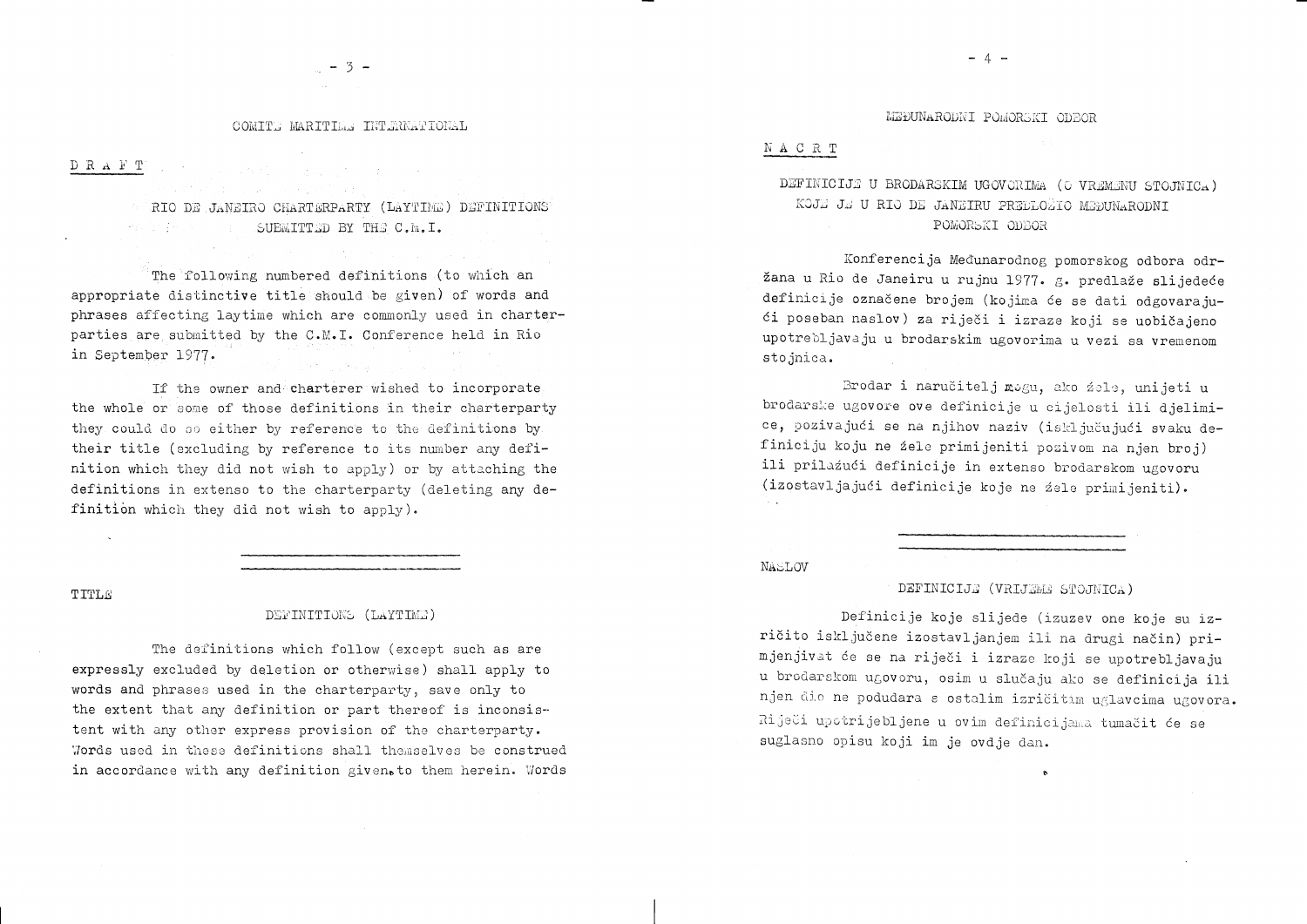COMITE MARITIME INTERNATIONAL

D R A F T

## RIO DE JANEIRO CHARTERPARTY (LAYTIME) DEFINITIONS SUBMITTED BY THE C.M.I.

The following numbered definitions (to which an appropriate distinctive title should be given) of words and phrases affecting laytime which are commonly used in charterparties are submitted by the C.M.I. Conference held in Rio in September 1977.

If the owner and charterer wished to incorporate the whole or some of those definitions in their charterparty they could do so either by reference to the definitions by their title (excluding by reference to its number any definition which they did not wish to apply) or by attaching the definitions in extenso to the charterparty (deleting any definition which they did not wish to apply).

---

TITLE

### DEFINITIONS (LAYTIME)

The definitions which follow (except such as are expressly excluded by deletion or otherwise) shall apply to words and phrases used in the charterparty, save only to the extent that any definition or part thereof is inconsistent with any other express provision of the charterparty. Words used in these definitions shall themselves be construed in accordance with any definition given to them herein. Words

MEĐUNARODNI POMORSKI ODBOR

N A C R T

## DEFINICIJE U BRODARSKIM UGOVORIMA (O VREMENU STOJNICA) KOJE JE U RIO DE JANEIRU PREDLOŽIO MEĐUNARODNI POMORSKI ODBOR

Konferencija Međunarodnog pomorskog odbora održana u Rio de Janeiru u rujnu 1977. g. predlaže slijedeće definicije označene brojem (kojima će se dati odgovarajući poseban naslov) za riječi i izraze koji se uobičajeno upotrebljavaju u brodarskim ugovorima u vezi sa vremenom stojnica.

Brodar i naručitelj mogu, ako žele, unijeti u brodarske ugovore ove definicije u cijelosti ili djelimice, pozivajući se na njihov naziv (isključujući svaku definiciju koju ne žele primijeniti pozivom na njen broj) ili prilažući definicije in extenso brodarskom ugovoru (izostavljajući definicije koje ne žele primijeniti).

---

NASLOV

### DEFINICIJE (VRIJEME STOJNICA)

Definicije koje slijede (izuzev one koje su izričito isključene izostavljanjem ili na drugi način) primjenjivat će se na riječi i izraze koji se upotrebljavaju u brodarskom ugovoru, osim u slučaju ako se definicija ili njen dio ne podudara s ostalim izričitim uglavcima ugovora. Riječi upotrijebljene u ovim definicijama tumačit će se suglasno opisu koji im je ovdje dan.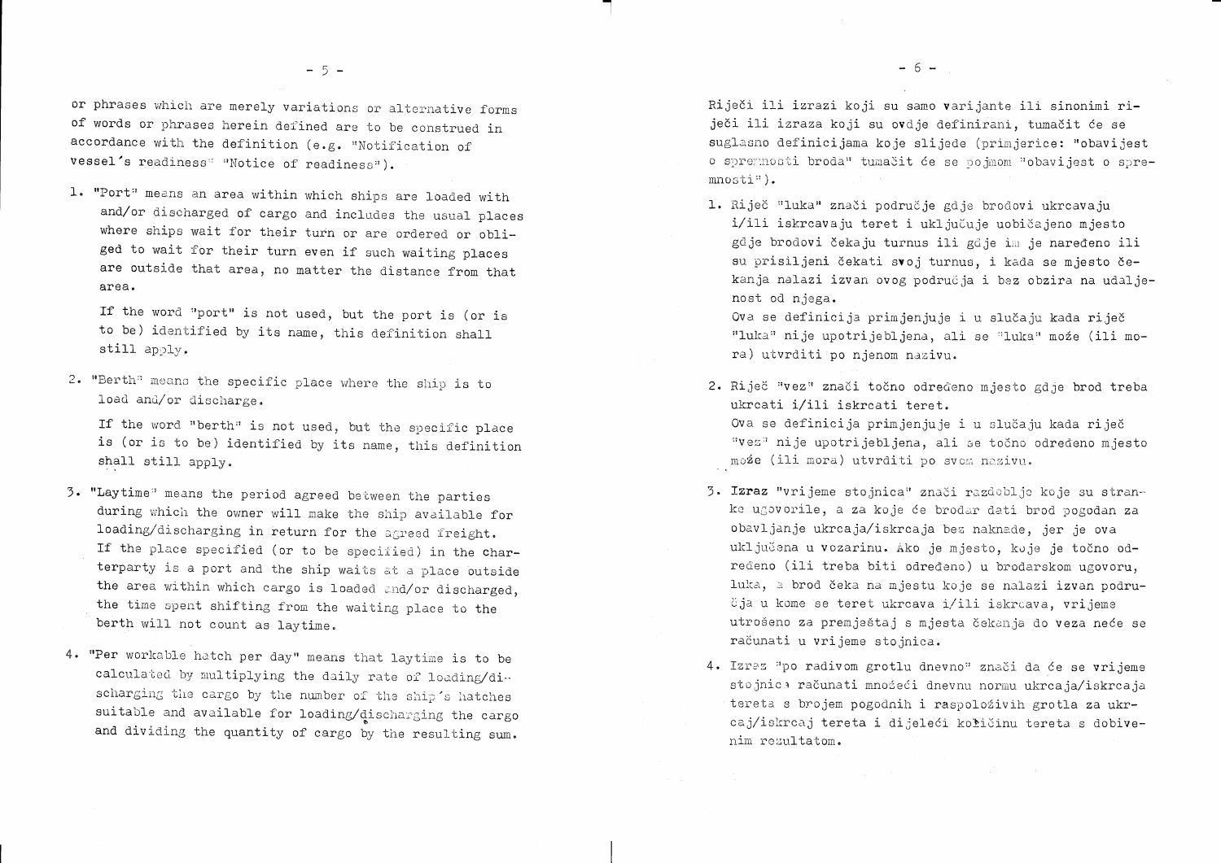or phrases which are merely variations or alternative forms of words or phrases herein defined are to be construed in accordance with the definition (e.g. "Notification of vessel's readiness" "Notice of readiness").

1. "Port" means an area within which ships are loaded with and/or discharged of cargo and includes the usual places where ships wait for their turn or are ordered or obliged to wait for their turn even if such waiting places are outside that area, no matter the distance from that area.

   If the word "port" is not used, but the port is (or is to be) identified by its name, this definition shall still apply.

2. "Berth" means the specific place where the ship is to load and/or discharge.

   If the word "berth" is not used, but the specific place is (or is to be) identified by its name, this definition shall still apply.

3. "Laytime" means the period agreed between the parties during which the owner will make the ship available for loading/discharging in return for the agreed freight. If the place specified (or to be specified) in the charterparty is a port and the ship waits at a place outside the area within which cargo is loaded and/or discharged, the time spent shifting from the waiting place to the berth will not count as laytime.

4. "Per workable hatch per day" means that laytime is to be calculated by multiplying the daily rate of loading/discharging the cargo by the number of the ship's hatches suitable and available for loading/discharging the cargo and dividing the quantity of cargo by the resulting sum.

Riječi ili izrazi koji su samo varijante ili sinonimi riječi ili izraza koji su ovdje definirani, tumačit će se suglasno definicijama koje slijede (primjerice: "obavijest o spremnosti broda" tumačit će se pojmom "obavijest o spremnosti").

1. Riječ "luka" znači područje gdje brodovi ukrcavaju i/ili iskrcavaju teret i uključuje uobičajeno mjesto gdje brodovi čekaju turnus ili gdje im je naređeno ili su prisiljeni čekati svoj turnus, i kada se mjesto čekanja nalazi izvan ovog područja i bez obzira na udaljenost od njega.
   Ova se definicija primjenjuje i u slučaju kada riječ "luka" nije upotrijebljena, ali se "luka" može (ili mora) utvrditi po njenom nazivu.

2. Riječ "vez" znači točno određeno mjesto gdje brod treba ukrcati i/ili iskrcati teret.
   Ova se definicija primjenjuje i u slučaju kada riječ "vez" nije upotrijebljena, ali se točno određeno mjesto može (ili mora) utvrditi po svom nazivu.

3. **Izraz** "vrijeme stojnica" znači razdoblje koje su stranke ugovorile, a za koje će brodar dati brod pogodan za obavljanje ukrcaja/iskrcaja bez naknade, jer je ova uključena u vozarinu. Ako je mjesto, koje je točno određeno (ili treba biti određeno) u brodarskom ugovoru, luka, a brod čeka na mjestu koje se nalazi izvan područja u kome se teret ukrcava i/ili iskrcava, vrijeme utrošeno za premještaj s mjesta čekanja do veza neće se računati u vrijeme stojnica.

4. Izraz "po radivom grotlu dnevno" znači da će se vrijeme stojnica računati množeći dnevnu normu ukrcaja/iskrcaja tereta s brojem pogodnih i raspoloživih grotla za ukrcaj/iskrcaj tereta i dijeleći količinu tereta s dobivenim rezultatom.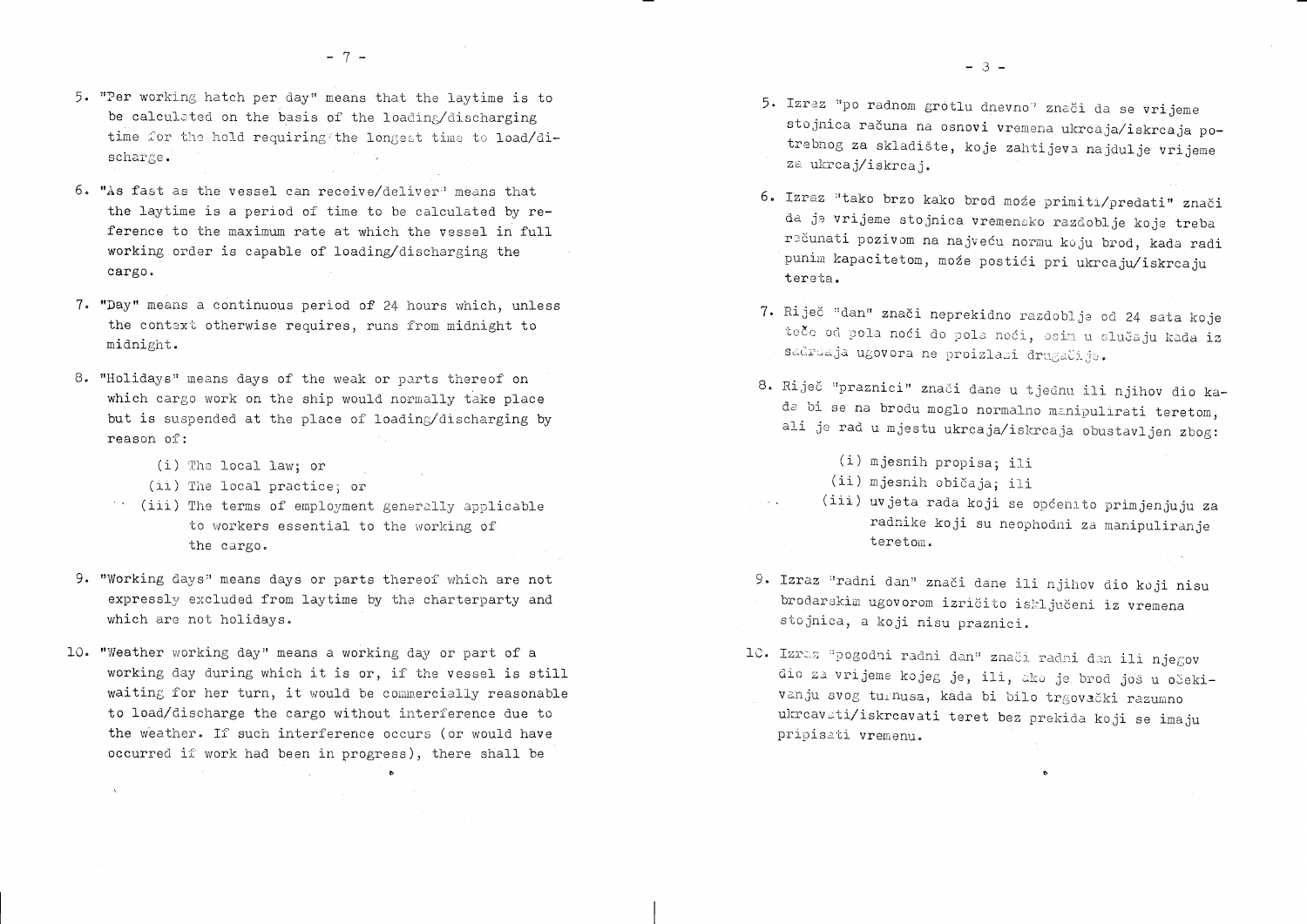5. "Per working hatch per day" means that the laytime is to be calculated on the basis of the loading/discharging time for the hold requiring the longest time to load/discharge.

6. "As fast as the vessel can receive/deliver" means that the laytime is a period of time to be calculated by reference to the maximum rate at which the vessel in full working order is capable of loading/discharging the cargo.

7. "Day" means a continuous period of 24 hours which, unless the context otherwise requires, runs from midnight to midnight.

8. "Holidays" means days of the weak or parts thereof on which cargo work on the ship would normally take place but is suspended at the place of loading/discharging by reason of:

   (i) The local law; or
   (ii) The local practice; or
   (iii) The terms of employment generally applicable to workers essential to the working of the cargo.

9. "Working days" means days or parts thereof which are not expressly excluded from laytime by the charterparty and which are not holidays.

10. "Weather working day" means a working day or part of a working day during which it is or, if the vessel is still waiting for her turn, it would be commercially reasonable to load/discharge the cargo without interference due to the weather. If such interference occurs (or would have occurred if work had been in progress), there shall be

5. Izraz "po radnom grotlu dnevno" znači da se vrijeme stojnica računa na osnovi vremena ukrcaja/iskrcaja potrebnog za skladište, koje zahtijeva najdulje vrijeme za ukrcaj/iskrcaj.

6. Izraz "tako brzo kako brod može primiti/predati" znači da je vrijeme stojnica vremensko razdoblje koje treba računati pozivom na najveću normu koju brod, kada radi punim kapacitetom, može postići pri ukrcaju/iskrcaju tereta.

7. Riječ "dan" znači neprekidno razdoblje od 24 sata koje teče od pola noći do pola noći, osim u slučaju kada iz sadržaja ugovora ne proizlazi drugačije.

8. Riječ "praznici" znači dane u tjednu ili njihov dio kada bi se na brodu moglo normalno manipulirati teretom, ali je rad u mjestu ukrcaja/iskrcaja obustavljen zbog:

   (i) mjesnih propisa; ili
   (ii) mjesnih običaja; ili
   (iii) uvjeta rada koji se općenito primjenjuju za radnike koji su neophodni za manipuliranje teretom.

9. Izraz "radni dan" znači dane ili njihov dio koji nisu brodarskim ugovorom izričito isključeni iz vremena stojnica, a koji nisu praznici.

10. Izraz "pogodni radni dan" znači radni dan ili njegov dio za vrijeme kojeg je, ili, ako je brod još u očekivanju svog turnusa, kada bi bilo trgovački razumno ukrcavati/iskrcavati teret bez prekida koji se imaju pripisati vremenu.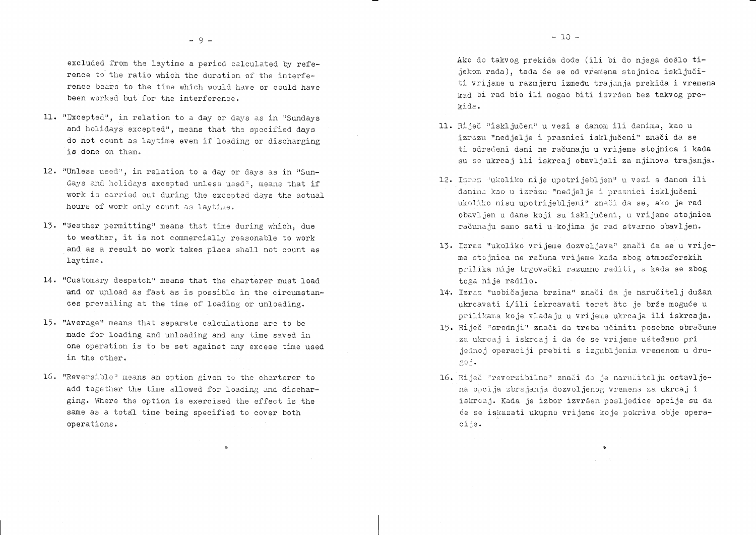excluded from the laytime a period calculated by reference to the ratio which the duration of the interference bears to the time which would have or could have been worked but for the interference.

11. "Excepted", in relation to a day or days as in "Sundays and holidays excepted", means that the specified days do not count as laytime even if loading or discharging is done on them.

12. "Unless used", in relation to a day or days as in "Sundays and holidays excepted unless used", means that if work is carried out during the excepted days the actual hours of work only count as laytime.

13. "Weather permitting" means that time during which, due to weather, it is not commercially reasonable to work and as a result no work takes place shall not count as laytime.

14. "Customary despatch" means that the charterer must load and or unload as fast as is possible in the circumstances prevailing at the time of loading or unloading.

15. "Average" means that separate calculations are to be made for loading and unloading and any time saved in one operation is to be set against any excess time used in the other.

16. "Reversible" means an option given to the charterer to add together the time allowed for loading and discharging. Where the option is exercised the effect is the same as a total time being specified to cover both operations.

Ako do takvog prekida dođe (ili bi do njega došlo tijekom rada), tada će se od vremena stojnica isključiti vrijeme u razmjeru između trajanja prekida i vremena kad bi rad bio ili mogao biti izvršen bez takvog prekida.

11. Riječ "isključen" u vezi s danom ili danima, kao u izrazu "nedjelje i praznici isključeni" znači da se ti određeni dani ne računaju u vrijeme stojnica i kada su se ukrcaj ili iskrcaj obavljali za njihova trajanja.

12. Izraz "ukoliko nije upotrijebljen" u vezi s danom ili danima kao u izrazu "nedjelje i praznici isključeni ukoliko nisu upotrijebljeni" znači da se, ako je rad obavljen u dane koji su isključeni, u vrijeme stojnica računaju samo sati u kojima je rad stvarno obavljen.

13. Izraz "ukoliko vrijeme dozvoljava" znači da se u vrijeme stojnica ne računa vrijeme kada zbog atmosferskih prilika nije trgovački razumno raditi, a kada se zbog toga nije radilo.

14. Izraz "uobičajena brzina" znači da je naručitelj dužan ukrcavati i/ili iskrcavati teret što je brže moguće u prilikama koje vladaju u vrijeme ukrcaja ili iskrcaja.

15. Riječ "srednji" znači da treba učiniti posebne obračune za ukrcaj i iskrcaj i da će se vrijeme uštеđeno pri jednoj operaciji prebiti s izgubljenim vremenom u drugoj.

16. Riječ "reverzibilno" znači da je naručitelju ostavljena opcija zbrajanja dozvoljenog vremena za ukrcaj i iskrcaj. Kada je izbor izvršen posljedice opcije su da će se iskazati ukupno vrijeme koje pokriva obje operacije.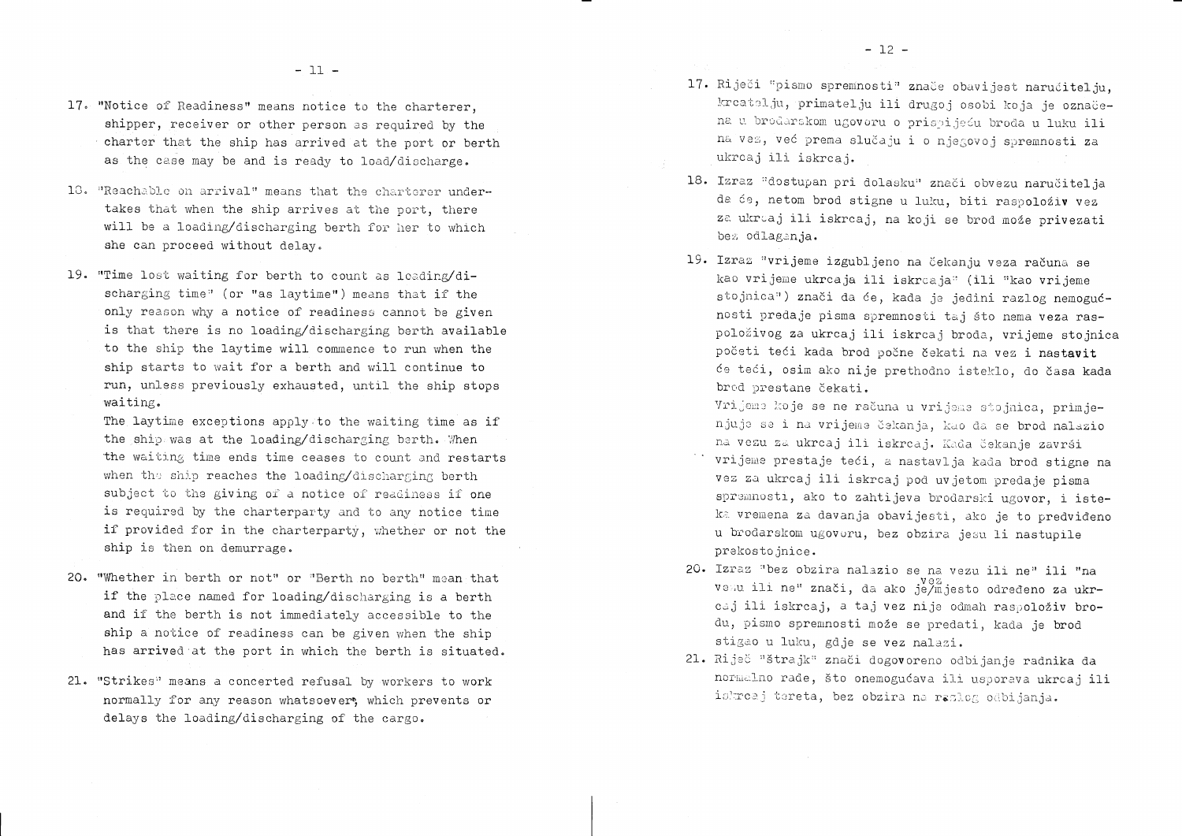17. "Notice of Readiness" means notice to the charterer, shipper, receiver or other person as required by the charter that the ship has arrived at the port or berth as the case may be and is ready to load/discharge.

18. "Reachable on arrival" means that the charterer undertakes that when the ship arrives at the port, there will be a loading/discharging berth for her to which she can proceed without delay.

19. "Time lost waiting for berth to count as loading/discharging time" (or "as laytime") means that if the only reason why a notice of readiness cannot be given is that there is no loading/discharging berth available to the ship the laytime will commence to run when the ship starts to wait for a berth and will continue to run, unless previously exhausted, until the ship stops waiting.
   The laytime exceptions apply to the waiting time as if the ship was at the loading/discharging berth. When the waiting time ends time ceases to count and restarts when the ship reaches the loading/discharging berth subject to the giving of a notice of readiness if one is required by the charterparty and to any notice time if provided for in the charterparty, whether or not the ship is then on demurrage.

20. "Whether in berth or not" or "Berth no berth" mean that if the place named for loading/discharging is a berth and if the berth is not immediately accessible to the ship a notice of readiness can be given when the ship has arrived at the port in which the berth is situated.

21. "Strikes" means a concerted refusal by workers to work normally for any reason whatsoever, which prevents or delays the loading/discharging of the cargo.

17. Riječi "pismo spremnosti" znače obavijest naručitelju, krcatelju, primatelju ili drugoj osobi koja je označena u brodarskom ugovoru o prispijeću broda u luku ili na vez, već prema slučaju i o njegovoj spremnosti za ukrcaj ili iskrcaj.

18. Izraz "dostupan pri dolasku" znači obvezu naručitelja da će, netom brod stigne u luku, biti raspoloživ vez za ukrcaj ili iskrcaj, na koji se brod može privezati bez odlaganja.

19. Izraz "vrijeme izgubljeno na čekanju veza računa se kao vrijeme ukrcaja ili iskrcaja" (ili "kao vrijeme stojnica") znači da će, kada je jedini razlog nemogućnosti predaje pisma spremnosti taj što nema veza raspoloživog za ukrcaj ili iskrcaj broda, vrijeme stojnica početi teći kada brod počne čekati na vez i nastavit će teći, osim ako nije prethodno isteklo, do časa kada brod prestane čekati.
   Vrijeme koje se ne računa u vrijeme stojnica, primjenjuje se i na vrijeme čekanja, kao da se brod nalazio na vezu za ukrcaj ili iskrcaj. Kada čekanje završi vrijeme prestaje teći, a nastavlja kada brod stigne na vez za ukrcaj ili iskrcaj pod uvjetom predaje pisma spremnosti, ako to zahtijeva brodarski ugovor, i isteka vremena za davanja obavijesti, ako je to predviđeno u brodarskom ugovoru, bez obzira jesu li nastupile prekostojnice.

20. Izraz "bez obzira nalazio se na vezu ili ne" ili "na vezu ili ne" znači, da ako je mjesto određeno za ukrcaj ili iskrcaj vez, a taj vez nije odmah raspoloživ brodu, pismo spremnosti može se predati, kada je brod stigao u luku, gdje se vez nalazi.

21. Riječ "štrajk" znači dogovoreno odbijanje radnika da normalno rade, što onemogućava ili usporava ukrcaj ili iskrcaj tereta, bez obzira na razlog odbijanja.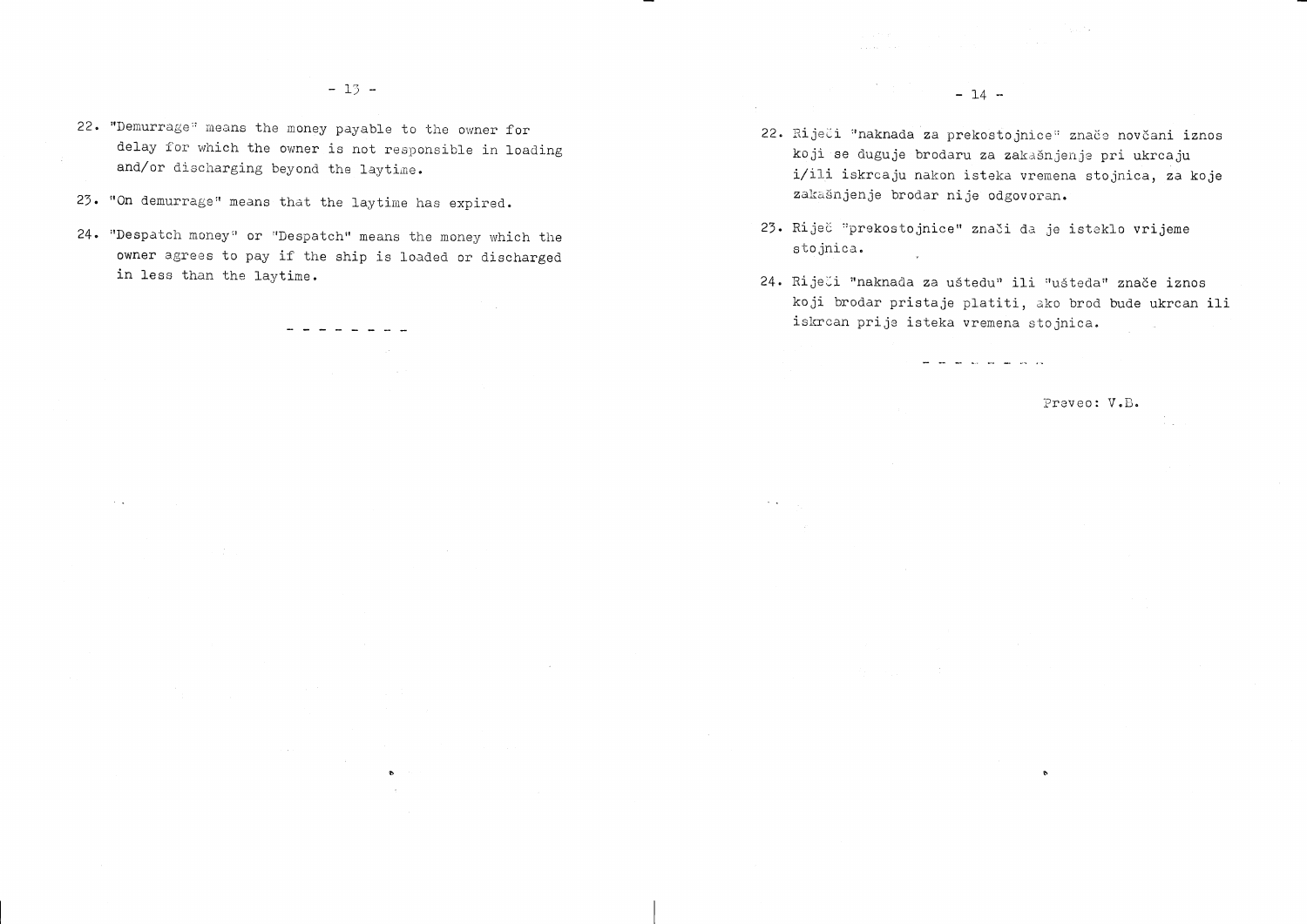22. "Demurrage" means the money payable to the owner for delay for which the owner is not responsible in loading and/or discharging beyond the laytime.

23. "On demurrage" means that the laytime has expired.

24. "Despatch money" or "Despatch" means the money which the owner agrees to pay if the ship is loaded or discharged in less than the laytime.

\- - - - - - - -

22. Riječi "naknada za prekostojnice" znače novčani iznos koji se duguje brodaru za zakašnjenje pri ukrcaju i/ili iskrcaju nakon isteka vremena stojnica, za koje zakašnjenje brodar nije odgovoran.

23. Riječ "prekostojnice" znači da je isteklo vrijeme stojnica.

24. Riječi "naknada za uštedu" ili "ušteda" znače iznos koji brodar pristaje platiti, ako brod bude ukrcan ili iskrcan prije isteka vremena stojnica.

\- - - - - - - -

Preveo: V.B.